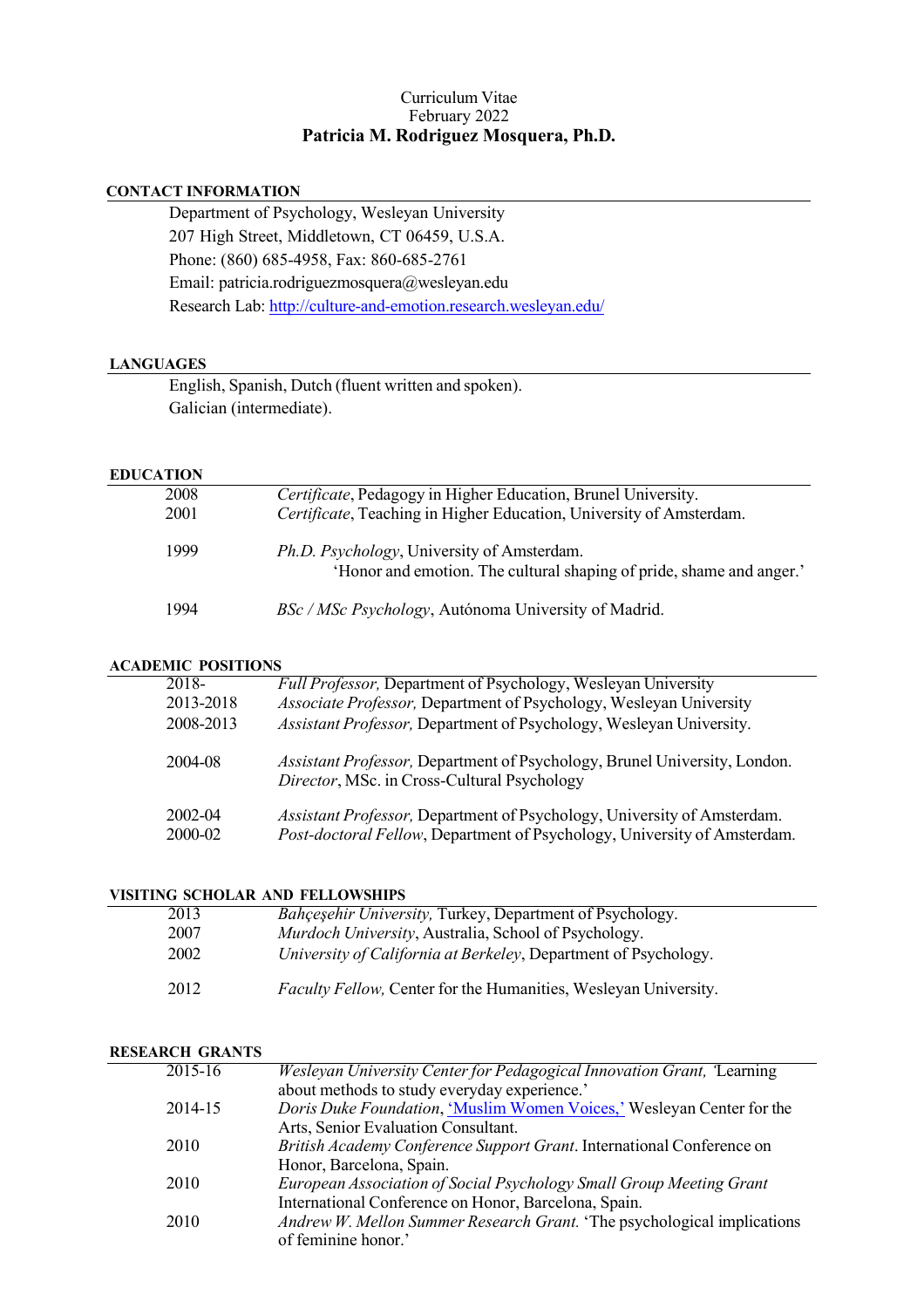Curriculum Vitae
February 2022

# Patricia M. Rodriguez Mosquera, Ph.D.

## CONTACT INFORMATION

Department of Psychology, Wesleyan University
207 High Street, Middletown, CT 06459, U.S.A.
Phone: (860) 685-4958, Fax: 860-685-2761
Email: patricia.rodriguezmosquera@wesleyan.edu
Research Lab: [http://culture-and-emotion.research.wesleyan.edu/](http://culture-and-emotion.research.wesleyan.edu/)

## LANGUAGES

English, Spanish, Dutch (fluent written and spoken).
Galician (intermediate).

## EDUCATION

| | |
|---|---|
| 2008 | *Certificate*, Pedagogy in Higher Education, Brunel University. |
| 2001 | *Certificate*, Teaching in Higher Education, University of Amsterdam. |
| 1999 | *Ph.D. Psychology*, University of Amsterdam. ‘Honor and emotion. The cultural shaping of pride, shame and anger.’ |
| 1994 | *BSc / MSc Psychology*, Autónoma University of Madrid. |

## ACADEMIC POSITIONS

| | |
|---|---|
| 2018- | *Full Professor,* Department of Psychology, Wesleyan University |
| 2013-2018 | *Associate Professor,* Department of Psychology, Wesleyan University |
| 2008-2013 | *Assistant Professor,* Department of Psychology, Wesleyan University. |
| 2004-08 | *Assistant Professor,* Department of Psychology, Brunel University, London. *Director*, MSc. in Cross-Cultural Psychology |
| 2002-04 | *Assistant Professor,* Department of Psychology, University of Amsterdam. |
| 2000-02 | *Post-doctoral Fellow*, Department of Psychology, University of Amsterdam. |

## VISITING SCHOLAR AND FELLOWSHIPS

| | |
|---|---|
| 2013 | *Bahçeşehir University,* Turkey, Department of Psychology. |
| 2007 | *Murdoch University*, Australia, School of Psychology. |
| 2002 | *University of California at Berkeley*, Department of Psychology. |
| 2012 | *Faculty Fellow,* Center for the Humanities, Wesleyan University. |

## RESEARCH GRANTS

| | |
|---|---|
| 2015-16 | *Wesleyan University Center for Pedagogical Innovation Grant,* ‘Learning about methods to study everyday experience.’ |
| 2014-15 | *Doris Duke Foundation*, ‘Muslim Women Voices,’ Wesleyan Center for the Arts, Senior Evaluation Consultant. |
| 2010 | *British Academy Conference Support Grant*. International Conference on Honor, Barcelona, Spain. |
| 2010 | *European Association of Social Psychology Small Group Meeting Grant* International Conference on Honor, Barcelona, Spain. |
| 2010 | *Andrew W. Mellon Summer Research Grant.* ‘The psychological implications of feminine honor.’ |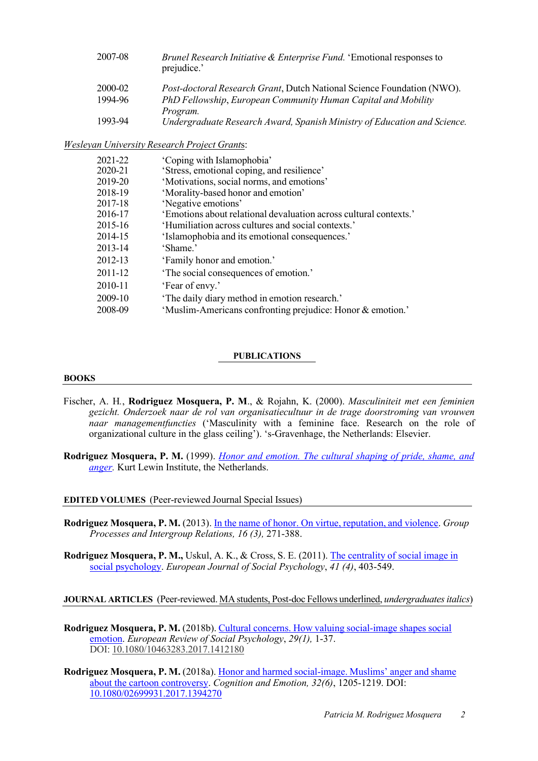| | |
|---|---|
| 2007-08 | *Brunel Research Initiative & Enterprise Fund.* 'Emotional responses to prejudice.' |
| 2000-02 | *Post-doctoral Research Grant*, Dutch National Science Foundation (NWO). |
| 1994-96 | *PhD Fellowship*, *European Community Human Capital and Mobility Program.* |
| 1993-94 | *Undergraduate Research Award, Spanish Ministry of Education and Science.* |

*Wesleyan University Research Project Grants*:

| | |
|---|---|
| 2021-22 | 'Coping with Islamophobia' |
| 2020-21 | 'Stress, emotional coping, and resilience' |
| 2019-20 | 'Motivations, social norms, and emotions' |
| 2018-19 | 'Morality-based honor and emotion' |
| 2017-18 | 'Negative emotions' |
| 2016-17 | 'Emotions about relational devaluation across cultural contexts.' |
| 2015-16 | 'Humiliation across cultures and social contexts.' |
| 2014-15 | 'Islamophobia and its emotional consequences.' |
| 2013-14 | 'Shame.' |
| 2012-13 | 'Family honor and emotion.' |
| 2011-12 | 'The social consequences of emotion.' |
| 2010-11 | 'Fear of envy.' |
| 2009-10 | 'The daily diary method in emotion research.' |
| 2008-09 | 'Muslim-Americans confronting prejudice: Honor & emotion.' |

## PUBLICATIONS

### BOOKS

Fischer, A. H., **Rodriguez Mosquera, P. M**., & Rojahn, K. (2000). *Masculiniteit met een feminien gezicht. Onderzoek naar de rol van organisatiecultuur in de trage doorstroming van vrouwen naar managementfuncties* ('Masculinity with a feminine face. Research on the role of organizational culture in the glass ceiling'). 's-Gravenhage, the Netherlands: Elsevier.

**Rodriguez Mosquera, P. M.** (1999). *Honor and emotion. The cultural shaping of pride, shame, and anger.* Kurt Lewin Institute, the Netherlands.

### EDITED VOLUMES (Peer-reviewed Journal Special Issues)

**Rodriguez Mosquera, P. M.** (2013). In the name of honor. On virtue, reputation, and violence. *Group Processes and Intergroup Relations, 16 (3),* 271-388.

**Rodriguez Mosquera, P. M.,** Uskul, A. K., & Cross, S. E. (2011). The centrality of social image in social psychology. *European Journal of Social Psychology*, *41 (4)*, 403-549.

### JOURNAL ARTICLES (Peer-reviewed. MA students, Post-doc Fellows underlined, *undergraduates italics*)

**Rodriguez Mosquera, P. M.** (2018b). Cultural concerns. How valuing social-image shapes social emotion. *European Review of Social Psychology*, *29(1),* 1-37. DOI: 10.1080/10463283.2017.1412180

**Rodriguez Mosquera, P. M.** (2018a). Honor and harmed social-image. Muslims' anger and shame about the cartoon controversy. *Cognition and Emotion, 32(6)*, 1205-1219. DOI: 10.1080/02699931.2017.1394270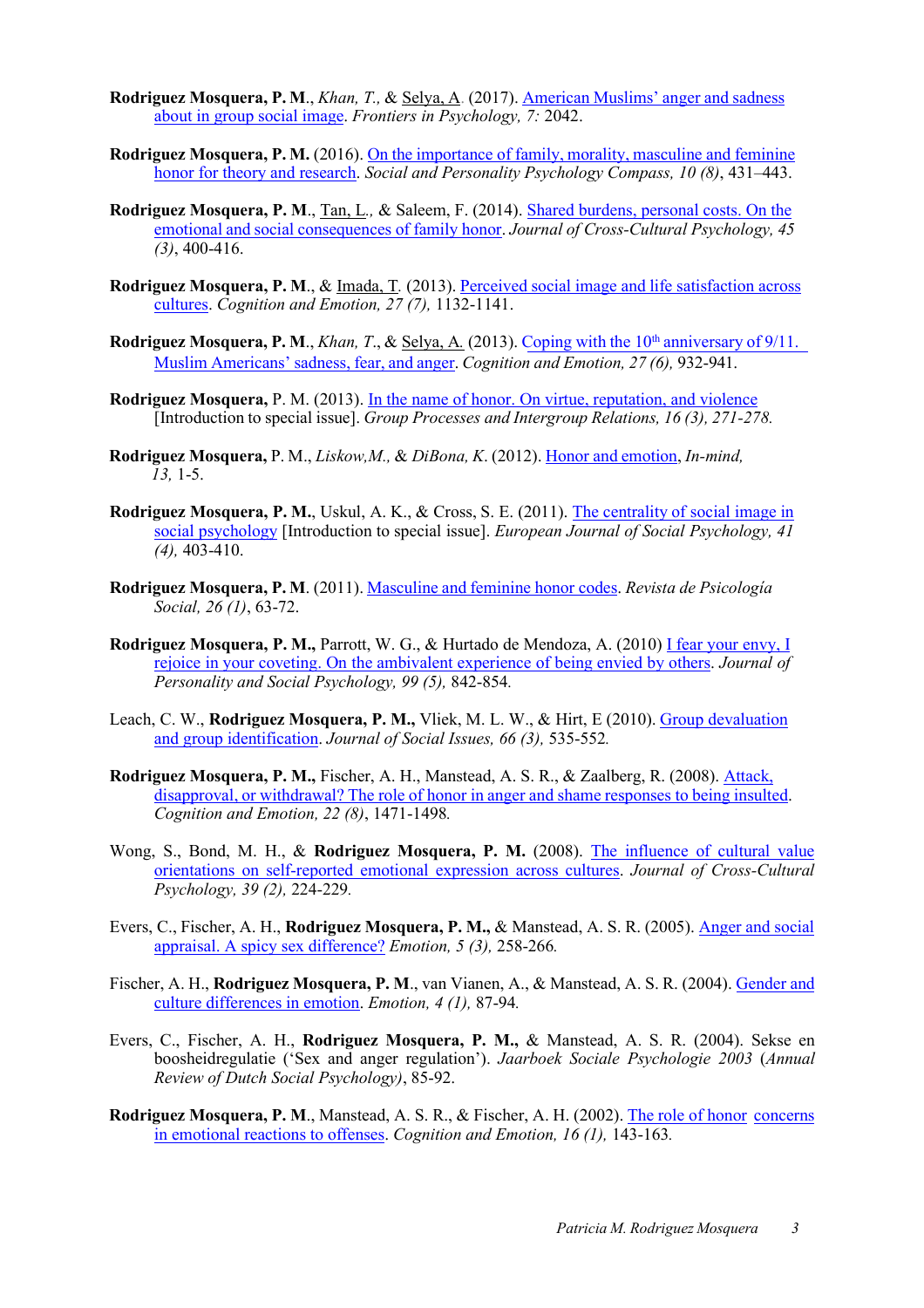**Rodriguez Mosquera, P. M**., *Khan, T.,* & Selya, A. (2017). American Muslims' anger and sadness about in group social image. *Frontiers in Psychology, 7:* 2042.

**Rodriguez Mosquera, P. M.** (2016). On the importance of family, morality, masculine and feminine honor for theory and research. *Social and Personality Psychology Compass, 10 (8)*, 431–443.

**Rodriguez Mosquera, P. M**., Tan, L., & Saleem, F. (2014). Shared burdens, personal costs. On the emotional and social consequences of family honor. *Journal of Cross-Cultural Psychology, 45 (3)*, 400-416.

**Rodriguez Mosquera, P. M**., & Imada, T. (2013). Perceived social image and life satisfaction across cultures. *Cognition and Emotion, 27 (7),* 1132-1141.

**Rodriguez Mosquera, P. M**., *Khan, T*., & Selya, A. (2013). Coping with the 10th anniversary of 9/11. Muslim Americans' sadness, fear, and anger. *Cognition and Emotion, 27 (6),* 932-941.

**Rodriguez Mosquera,** P. M. (2013). In the name of honor. On virtue, reputation, and violence [Introduction to special issue]. *Group Processes and Intergroup Relations, 16 (3), 271-278.*

**Rodriguez Mosquera,** P. M., *Liskow,M.,* & *DiBona, K*. (2012). Honor and emotion, *In-mind, 13,* 1-5.

**Rodriguez Mosquera, P. M.**, Uskul, A. K., & Cross, S. E. (2011). The centrality of social image in social psychology [Introduction to special issue]. *European Journal of Social Psychology, 41 (4),* 403-410.

**Rodriguez Mosquera, P. M**. (2011). Masculine and feminine honor codes. *Revista de Psicología Social, 26 (1)*, 63-72.

**Rodriguez Mosquera, P. M.,** Parrott, W. G., & Hurtado de Mendoza, A. (2010) I fear your envy, I rejoice in your coveting. On the ambivalent experience of being envied by others. *Journal of Personality and Social Psychology, 99 (5),* 842-854.

Leach, C. W., **Rodriguez Mosquera, P. M.,** Vliek, M. L. W., & Hirt, E (2010). Group devaluation and group identification. *Journal of Social Issues, 66 (3),* 535-552.

**Rodriguez Mosquera, P. M.,** Fischer, A. H., Manstead, A. S. R., & Zaalberg, R. (2008). Attack, disapproval, or withdrawal? The role of honor in anger and shame responses to being insulted. *Cognition and Emotion, 22 (8)*, 1471-1498.

Wong, S., Bond, M. H., & **Rodriguez Mosquera, P. M.** (2008). The influence of cultural value orientations on self-reported emotional expression across cultures. *Journal of Cross-Cultural Psychology, 39 (2),* 224-229.

Evers, C., Fischer, A. H., **Rodriguez Mosquera, P. M.,** & Manstead, A. S. R. (2005). Anger and social appraisal. A spicy sex difference? *Emotion, 5 (3),* 258-266.

Fischer, A. H., **Rodriguez Mosquera, P. M**., van Vianen, A., & Manstead, A. S. R. (2004). Gender and culture differences in emotion. *Emotion, 4 (1),* 87-94.

Evers, C., Fischer, A. H., **Rodriguez Mosquera, P. M.,** & Manstead, A. S. R. (2004). Sekse en boosheidregulatie ('Sex and anger regulation'). *Jaarboek Sociale Psychologie 2003* (*Annual Review of Dutch Social Psychology)*, 85-92.

**Rodriguez Mosquera, P. M**., Manstead, A. S. R., & Fischer, A. H. (2002). The role of honor concerns in emotional reactions to offenses. *Cognition and Emotion, 16 (1),* 143-163.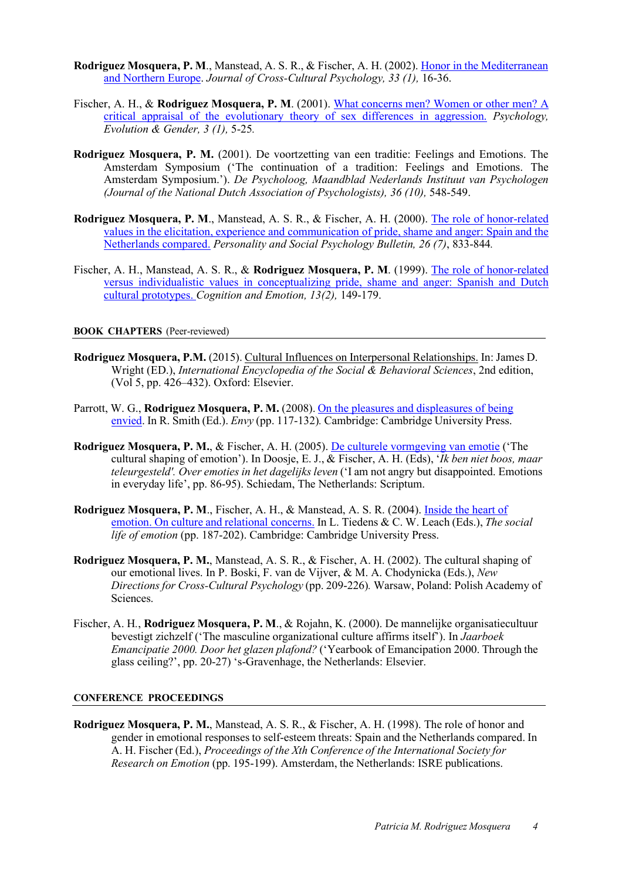**Rodriguez Mosquera, P. M.**, Manstead, A. S. R., & Fischer, A. H. (2002). Honor in the Mediterranean and Northern Europe. *Journal of Cross-Cultural Psychology, 33 (1),* 16-36.

Fischer, A. H., & **Rodriguez Mosquera, P. M**. (2001). What concerns men? Women or other men? A critical appraisal of the evolutionary theory of sex differences in aggression. *Psychology, Evolution & Gender, 3 (1),* 5-25.

**Rodriguez Mosquera, P. M.** (2001). De voortzetting van een traditie: Feelings and Emotions. The Amsterdam Symposium ('The continuation of a tradition: Feelings and Emotions. The Amsterdam Symposium.'). *De Psycholoog, Maandblad Nederlands Instituut van Psychologen (Journal of the National Dutch Association of Psychologists), 36 (10),* 548-549.

**Rodriguez Mosquera, P. M**., Manstead, A. S. R., & Fischer, A. H. (2000). The role of honor-related values in the elicitation, experience and communication of pride, shame and anger: Spain and the Netherlands compared. *Personality and Social Psychology Bulletin, 26 (7)*, 833-844.

Fischer, A. H., Manstead, A. S. R., & **Rodriguez Mosquera, P. M**. (1999). The role of honor-related versus individualistic values in conceptualizing pride, shame and anger: Spanish and Dutch cultural prototypes. *Cognition and Emotion, 13(2),* 149-179.

## BOOK CHAPTERS (Peer-reviewed)

**Rodriguez Mosquera, P.M.** (2015). Cultural Influences on Interpersonal Relationships. In: James D. Wright (ED.), *International Encyclopedia of the Social & Behavioral Sciences*, 2nd edition, (Vol 5, pp. 426–432). Oxford: Elsevier.

Parrott, W. G., **Rodriguez Mosquera, P. M.** (2008). On the pleasures and displeasures of being envied. In R. Smith (Ed.). *Envy* (pp. 117-132). Cambridge: Cambridge University Press.

**Rodriguez Mosquera, P. M.**, & Fischer, A. H. (2005). De culturele vormgeving van emotie ('The cultural shaping of emotion'). In Doosje, E. J., & Fischer, A. H. (Eds), '*Ik ben niet boos, maar teleurgesteld'. Over emoties in het dagelijks leven* ('I am not angry but disappointed. Emotions in everyday life', pp. 86-95). Schiedam, The Netherlands: Scriptum.

**Rodriguez Mosquera, P. M**., Fischer, A. H., & Manstead, A. S. R. (2004). Inside the heart of emotion. On culture and relational concerns. In L. Tiedens & C. W. Leach (Eds.), *The social life of emotion* (pp. 187-202). Cambridge: Cambridge University Press.

**Rodriguez Mosquera, P. M.**, Manstead, A. S. R., & Fischer, A. H. (2002). The cultural shaping of our emotional lives. In P. Boski, F. van de Vijver, & M. A. Chodynicka (Eds.), *New Directions for Cross-Cultural Psychology* (pp. 209-226). Warsaw, Poland: Polish Academy of Sciences.

Fischer, A. H., **Rodriguez Mosquera, P. M**., & Rojahn, K. (2000). De mannelijke organisatiecultuur bevestigt zichzelf ('The masculine organizational culture affirms itself'). In *Jaarboek Emancipatie 2000. Door het glazen plafond?* ('Yearbook of Emancipation 2000. Through the glass ceiling?', pp. 20-27) 's-Gravenhage, the Netherlands: Elsevier.

## CONFERENCE PROCEEDINGS

**Rodriguez Mosquera, P. M.**, Manstead, A. S. R., & Fischer, A. H. (1998). The role of honor and gender in emotional responses to self-esteem threats: Spain and the Netherlands compared. In A. H. Fischer (Ed.), *Proceedings of the Xth Conference of the International Society for Research on Emotion* (pp. 195-199). Amsterdam, the Netherlands: ISRE publications.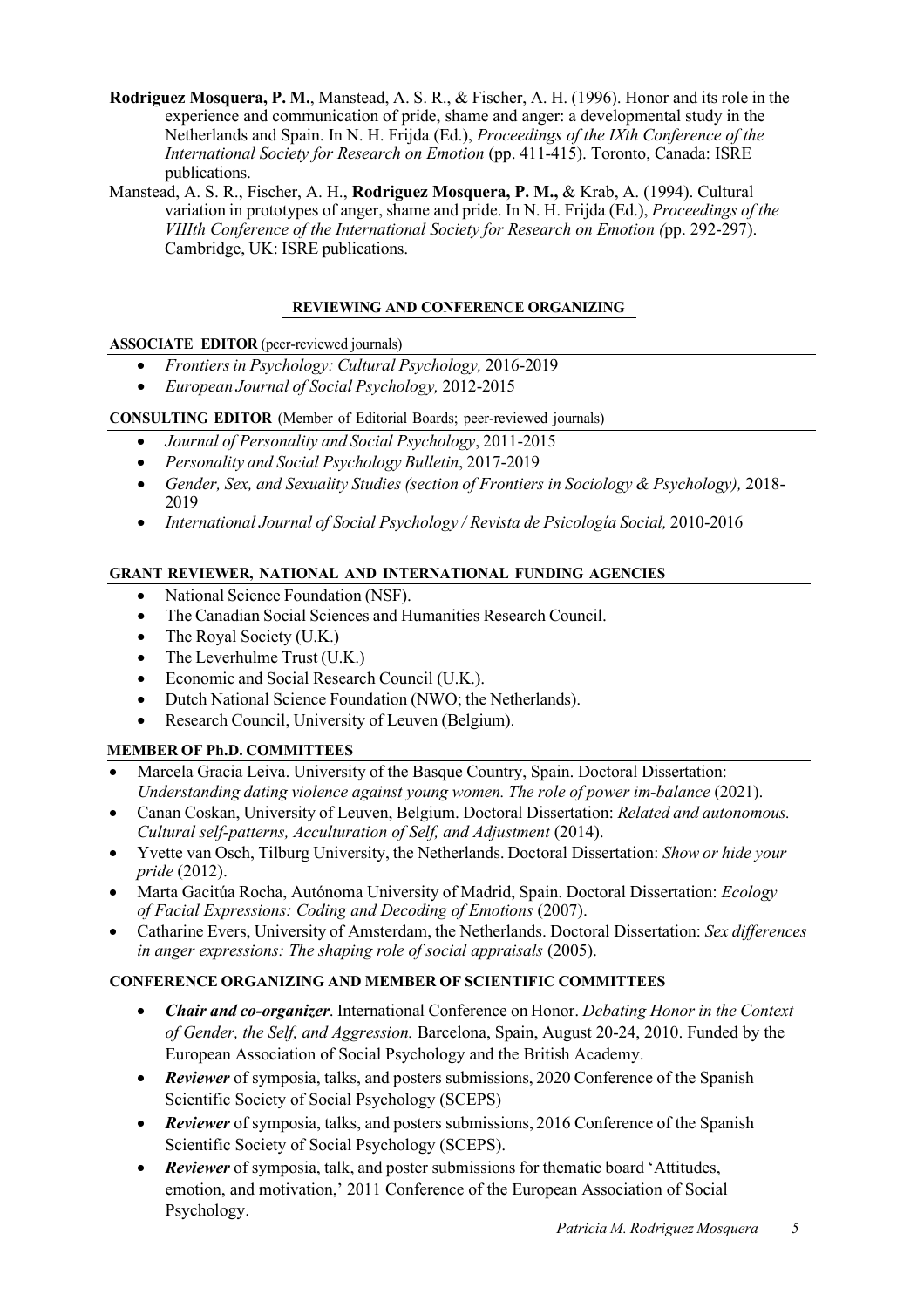**Rodriguez Mosquera, P. M.**, Manstead, A. S. R., & Fischer, A. H. (1996). Honor and its role in the experience and communication of pride, shame and anger: a developmental study in the Netherlands and Spain. In N. H. Frijda (Ed.), *Proceedings of the IXth Conference of the International Society for Research on Emotion* (pp. 411-415). Toronto, Canada: ISRE publications.

Manstead, A. S. R., Fischer, A. H., **Rodriguez Mosquera, P. M.,** & Krab, A. (1994). Cultural variation in prototypes of anger, shame and pride. In N. H. Frijda (Ed.), *Proceedings of the VIIIth Conference of the International Society for Research on Emotion (*pp. 292-297). Cambridge, UK: ISRE publications.

## REVIEWING AND CONFERENCE ORGANIZING

### ASSOCIATE EDITOR (peer-reviewed journals)

- *Frontiers in Psychology: Cultural Psychology,* 2016-2019
- *European Journal of Social Psychology,* 2012-2015

### CONSULTING EDITOR (Member of Editorial Boards; peer-reviewed journals)

- *Journal of Personality and Social Psychology*, 2011-2015
- *Personality and Social Psychology Bulletin*, 2017-2019
- *Gender, Sex, and Sexuality Studies (section of Frontiers in Sociology & Psychology),* 2018-2019
- *International Journal of Social Psychology / Revista de Psicología Social,* 2010-2016

### GRANT REVIEWER, NATIONAL AND INTERNATIONAL FUNDING AGENCIES

- National Science Foundation (NSF).
- The Canadian Social Sciences and Humanities Research Council.
- The Royal Society (U.K.)
- The Leverhulme Trust (U.K.)
- Economic and Social Research Council (U.K.).
- Dutch National Science Foundation (NWO; the Netherlands).
- Research Council, University of Leuven (Belgium).

### MEMBER OF Ph.D. COMMITTEES

- Marcela Gracia Leiva. University of the Basque Country, Spain. Doctoral Dissertation: *Understanding dating violence against young women. The role of power im-balance* (2021).
- Canan Coskan, University of Leuven, Belgium. Doctoral Dissertation: *Related and autonomous. Cultural self-patterns, Acculturation of Self, and Adjustment* (2014).
- Yvette van Osch, Tilburg University, the Netherlands. Doctoral Dissertation: *Show or hide your pride* (2012).
- Marta Gacitúa Rocha, Autónoma University of Madrid, Spain. Doctoral Dissertation: *Ecology of Facial Expressions: Coding and Decoding of Emotions* (2007).
- Catharine Evers, University of Amsterdam, the Netherlands. Doctoral Dissertation: *Sex differences in anger expressions: The shaping role of social appraisals* (2005).

### CONFERENCE ORGANIZING AND MEMBER OF SCIENTIFIC COMMITTEES

- ***Chair and co-organizer***. International Conference on Honor. *Debating Honor in the Context of Gender, the Self, and Aggression.* Barcelona, Spain, August 20-24, 2010. Funded by the European Association of Social Psychology and the British Academy.
- ***Reviewer*** of symposia, talks, and posters submissions, 2020 Conference of the Spanish Scientific Society of Social Psychology (SCEPS)
- ***Reviewer*** of symposia, talks, and posters submissions, 2016 Conference of the Spanish Scientific Society of Social Psychology (SCEPS).
- ***Reviewer*** of symposia, talk, and poster submissions for thematic board 'Attitudes, emotion, and motivation,' 2011 Conference of the European Association of Social Psychology.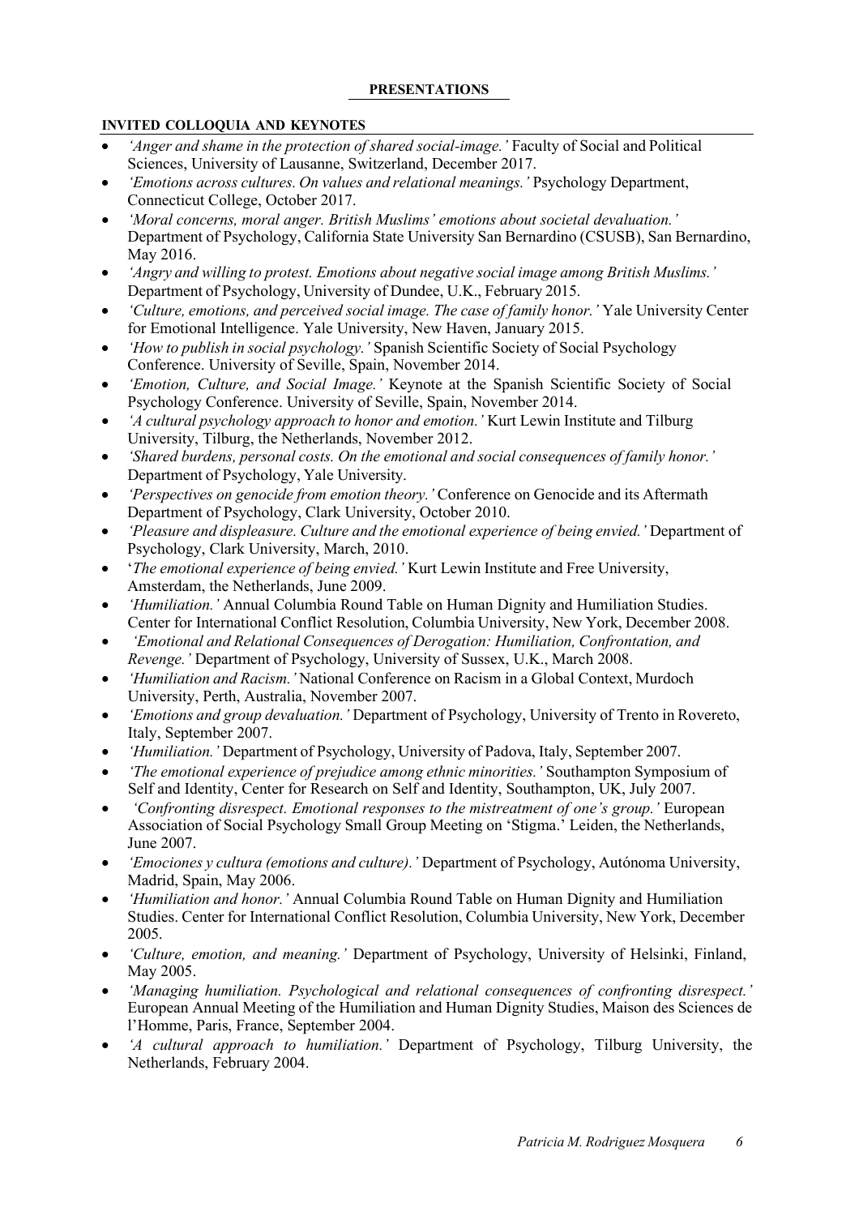## PRESENTATIONS

### INVITED COLLOQUIA AND KEYNOTES

- *'Anger and shame in the protection of shared social-image.'* Faculty of Social and Political Sciences, University of Lausanne, Switzerland, December 2017.
- *'Emotions across cultures. On values and relational meanings.'* Psychology Department, Connecticut College, October 2017.
- *'Moral concerns, moral anger. British Muslims' emotions about societal devaluation.'* Department of Psychology, California State University San Bernardino (CSUSB), San Bernardino, May 2016.
- *'Angry and willing to protest. Emotions about negative social image among British Muslims.'* Department of Psychology, University of Dundee, U.K., February 2015.
- *'Culture, emotions, and perceived social image. The case of family honor.'* Yale University Center for Emotional Intelligence. Yale University, New Haven, January 2015.
- *'How to publish in social psychology.'* Spanish Scientific Society of Social Psychology Conference. University of Seville, Spain, November 2014.
- *'Emotion, Culture, and Social Image.'* Keynote at the Spanish Scientific Society of Social Psychology Conference. University of Seville, Spain, November 2014.
- *'A cultural psychology approach to honor and emotion.'* Kurt Lewin Institute and Tilburg University, Tilburg, the Netherlands, November 2012.
- *'Shared burdens, personal costs. On the emotional and social consequences of family honor.'* Department of Psychology, Yale University.
- *'Perspectives on genocide from emotion theory.'* Conference on Genocide and its Aftermath Department of Psychology, Clark University, October 2010.
- *'Pleasure and displeasure. Culture and the emotional experience of being envied.'* Department of Psychology, Clark University, March, 2010.
- '*The emotional experience of being envied.'* Kurt Lewin Institute and Free University, Amsterdam, the Netherlands, June 2009.
- *'Humiliation.'* Annual Columbia Round Table on Human Dignity and Humiliation Studies. Center for International Conflict Resolution, Columbia University, New York, December 2008.
- *'Emotional and Relational Consequences of Derogation: Humiliation, Confrontation, and Revenge.'* Department of Psychology, University of Sussex, U.K., March 2008.
- *'Humiliation and Racism.'* National Conference on Racism in a Global Context, Murdoch University, Perth, Australia, November 2007.
- *'Emotions and group devaluation.'* Department of Psychology, University of Trento in Rovereto, Italy, September 2007.
- *'Humiliation.'* Department of Psychology, University of Padova, Italy, September 2007.
- *'The emotional experience of prejudice among ethnic minorities.'* Southampton Symposium of Self and Identity, Center for Research on Self and Identity, Southampton, UK, July 2007.
- *'Confronting disrespect. Emotional responses to the mistreatment of one's group.'* European Association of Social Psychology Small Group Meeting on 'Stigma.' Leiden, the Netherlands, June 2007.
- *'Emociones y cultura (emotions and culture).'* Department of Psychology, Autónoma University, Madrid, Spain, May 2006.
- *'Humiliation and honor.'* Annual Columbia Round Table on Human Dignity and Humiliation Studies. Center for International Conflict Resolution, Columbia University, New York, December 2005.
- *'Culture, emotion, and meaning.'* Department of Psychology, University of Helsinki, Finland, May 2005.
- *'Managing humiliation. Psychological and relational consequences of confronting disrespect.'* European Annual Meeting of the Humiliation and Human Dignity Studies, Maison des Sciences de l'Homme, Paris, France, September 2004.
- *'A cultural approach to humiliation.'* Department of Psychology, Tilburg University, the Netherlands, February 2004.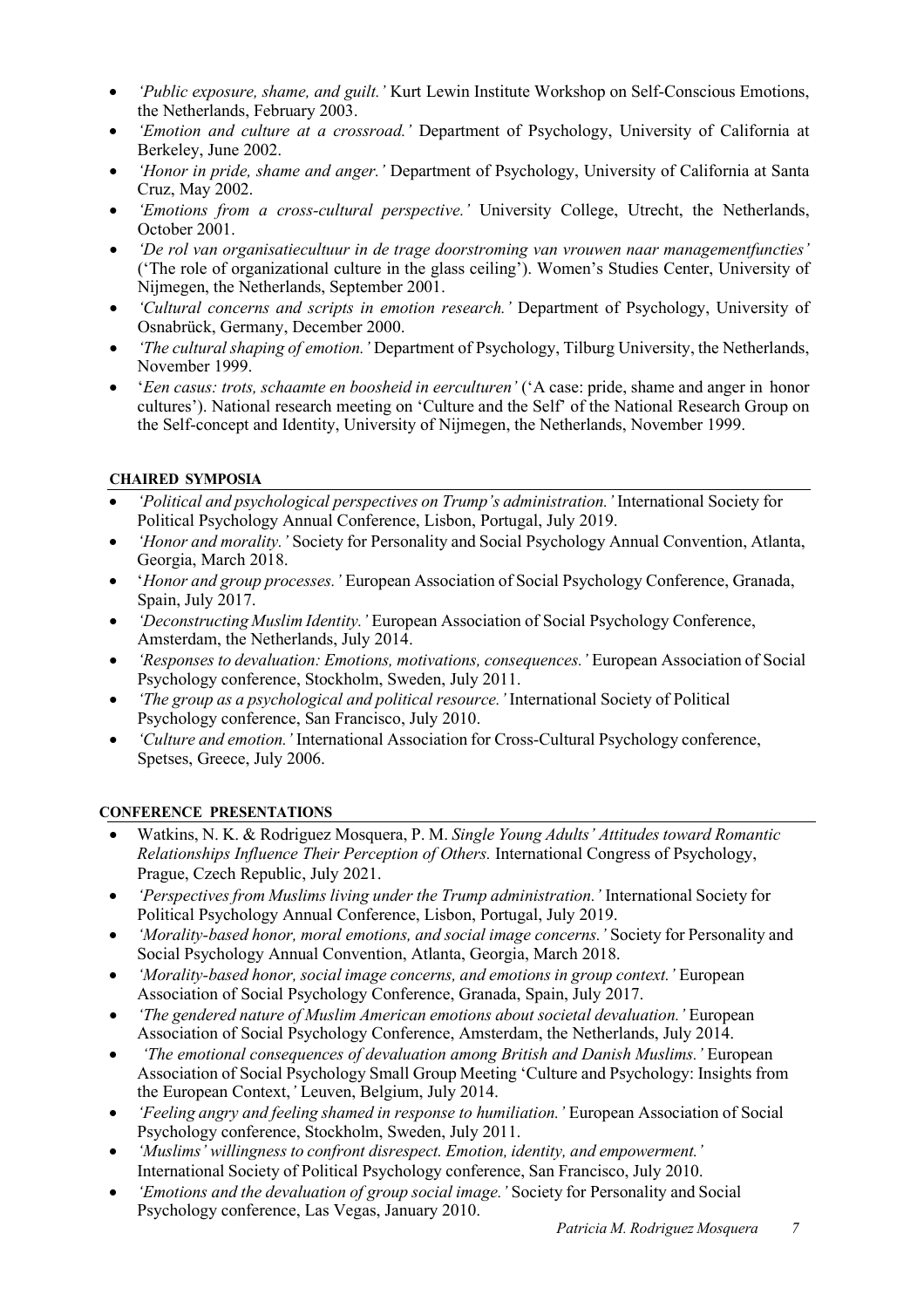- *'Public exposure, shame, and guilt.'* Kurt Lewin Institute Workshop on Self-Conscious Emotions, the Netherlands, February 2003.
- *'Emotion and culture at a crossroad.'* Department of Psychology, University of California at Berkeley, June 2002.
- *'Honor in pride, shame and anger.'* Department of Psychology, University of California at Santa Cruz, May 2002.
- *'Emotions from a cross-cultural perspective.'* University College, Utrecht, the Netherlands, October 2001.
- *'De rol van organisatiecultuur in de trage doorstroming van vrouwen naar managementfuncties'* ('The role of organizational culture in the glass ceiling'). Women's Studies Center, University of Nijmegen, the Netherlands, September 2001.
- *'Cultural concerns and scripts in emotion research.'* Department of Psychology, University of Osnabrück, Germany, December 2000.
- *'The cultural shaping of emotion.'* Department of Psychology, Tilburg University, the Netherlands, November 1999.
- '*Een casus: trots, schaamte en boosheid in eerculturen'* ('A case: pride, shame and anger in honor cultures'). National research meeting on 'Culture and the Self' of the National Research Group on the Self-concept and Identity, University of Nijmegen, the Netherlands, November 1999.

## CHAIRED SYMPOSIA

- *'Political and psychological perspectives on Trump's administration.'* International Society for Political Psychology Annual Conference, Lisbon, Portugal, July 2019.
- *'Honor and morality.'* Society for Personality and Social Psychology Annual Convention, Atlanta, Georgia, March 2018.
- '*Honor and group processes.'* European Association of Social Psychology Conference, Granada, Spain, July 2017.
- *'Deconstructing Muslim Identity.'* European Association of Social Psychology Conference, Amsterdam, the Netherlands, July 2014.
- *'Responses to devaluation: Emotions, motivations, consequences.'* European Association of Social Psychology conference, Stockholm, Sweden, July 2011.
- *'The group as a psychological and political resource.'* International Society of Political Psychology conference, San Francisco, July 2010.
- *'Culture and emotion.'* International Association for Cross-Cultural Psychology conference, Spetses, Greece, July 2006.

## CONFERENCE PRESENTATIONS

- Watkins, N. K. & Rodriguez Mosquera, P. M. *Single Young Adults' Attitudes toward Romantic Relationships Influence Their Perception of Others.* International Congress of Psychology, Prague, Czech Republic, July 2021.
- *'Perspectives from Muslims living under the Trump administration.'* International Society for Political Psychology Annual Conference, Lisbon, Portugal, July 2019.
- *'Morality-based honor, moral emotions, and social image concerns.'* Society for Personality and Social Psychology Annual Convention, Atlanta, Georgia, March 2018.
- *'Morality-based honor, social image concerns, and emotions in group context.'* European Association of Social Psychology Conference, Granada, Spain, July 2017.
- *'The gendered nature of Muslim American emotions about societal devaluation.'* European Association of Social Psychology Conference, Amsterdam, the Netherlands, July 2014.
- *'The emotional consequences of devaluation among British and Danish Muslims.'* European Association of Social Psychology Small Group Meeting 'Culture and Psychology: Insights from the European Context,*'* Leuven, Belgium, July 2014.
- *'Feeling angry and feeling shamed in response to humiliation.'* European Association of Social Psychology conference, Stockholm, Sweden, July 2011.
- *'Muslims' willingness to confront disrespect. Emotion, identity, and empowerment.'* International Society of Political Psychology conference, San Francisco, July 2010.
- *'Emotions and the devaluation of group social image.'* Society for Personality and Social Psychology conference, Las Vegas, January 2010.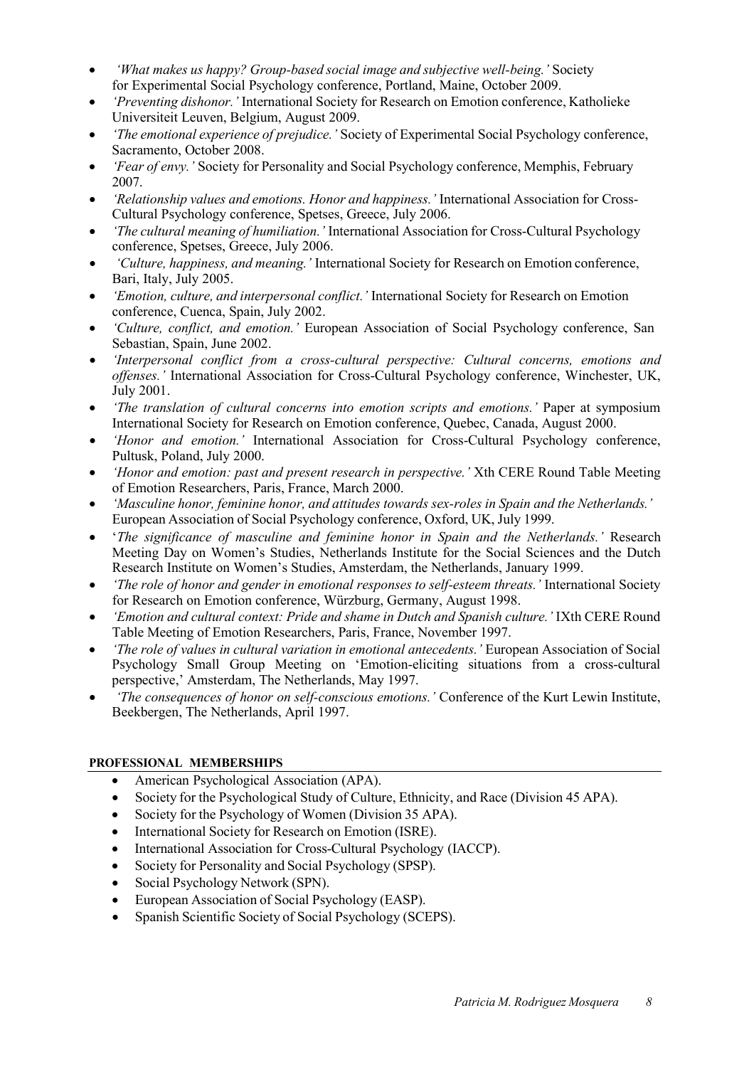- *'What makes us happy? Group-based social image and subjective well-being.'* Society for Experimental Social Psychology conference, Portland, Maine, October 2009.
- *'Preventing dishonor.'* International Society for Research on Emotion conference, Katholieke Universiteit Leuven, Belgium, August 2009.
- *'The emotional experience of prejudice.'* Society of Experimental Social Psychology conference, Sacramento, October 2008.
- *'Fear of envy.'* Society for Personality and Social Psychology conference, Memphis, February 2007.
- *'Relationship values and emotions. Honor and happiness.'* International Association for Cross-Cultural Psychology conference, Spetses, Greece, July 2006.
- *'The cultural meaning of humiliation.'* International Association for Cross-Cultural Psychology conference, Spetses, Greece, July 2006.
- *'Culture, happiness, and meaning.'* International Society for Research on Emotion conference, Bari, Italy, July 2005.
- *'Emotion, culture, and interpersonal conflict.'* International Society for Research on Emotion conference, Cuenca, Spain, July 2002.
- *'Culture, conflict, and emotion.'* European Association of Social Psychology conference, San Sebastian, Spain, June 2002.
- *'Interpersonal conflict from a cross-cultural perspective: Cultural concerns, emotions and offenses.'* International Association for Cross-Cultural Psychology conference, Winchester, UK, July 2001.
- *'The translation of cultural concerns into emotion scripts and emotions.'* Paper at symposium International Society for Research on Emotion conference, Quebec, Canada, August 2000.
- *'Honor and emotion.'* International Association for Cross-Cultural Psychology conference, Pultusk, Poland, July 2000.
- *'Honor and emotion: past and present research in perspective.'* Xth CERE Round Table Meeting of Emotion Researchers, Paris, France, March 2000.
- *'Masculine honor, feminine honor, and attitudes towards sex-roles in Spain and the Netherlands.'* European Association of Social Psychology conference, Oxford, UK, July 1999.
- *'The significance of masculine and feminine honor in Spain and the Netherlands.'* Research Meeting Day on Women's Studies, Netherlands Institute for the Social Sciences and the Dutch Research Institute on Women's Studies, Amsterdam, the Netherlands, January 1999.
- *'The role of honor and gender in emotional responses to self-esteem threats.'* International Society for Research on Emotion conference, Würzburg, Germany, August 1998.
- *'Emotion and cultural context: Pride and shame in Dutch and Spanish culture.'* IXth CERE Round Table Meeting of Emotion Researchers, Paris, France, November 1997.
- *'The role of values in cultural variation in emotional antecedents.'* European Association of Social Psychology Small Group Meeting on 'Emotion-eliciting situations from a cross-cultural perspective,' Amsterdam, The Netherlands, May 1997.
- *'The consequences of honor on self-conscious emotions.'* Conference of the Kurt Lewin Institute, Beekbergen, The Netherlands, April 1997.

## PROFESSIONAL MEMBERSHIPS

- American Psychological Association (APA).
- Society for the Psychological Study of Culture, Ethnicity, and Race (Division 45 APA).
- Society for the Psychology of Women (Division 35 APA).
- International Society for Research on Emotion (ISRE).
- International Association for Cross-Cultural Psychology (IACCP).
- Society for Personality and Social Psychology (SPSP).
- Social Psychology Network (SPN).
- European Association of Social Psychology (EASP).
- Spanish Scientific Society of Social Psychology (SCEPS).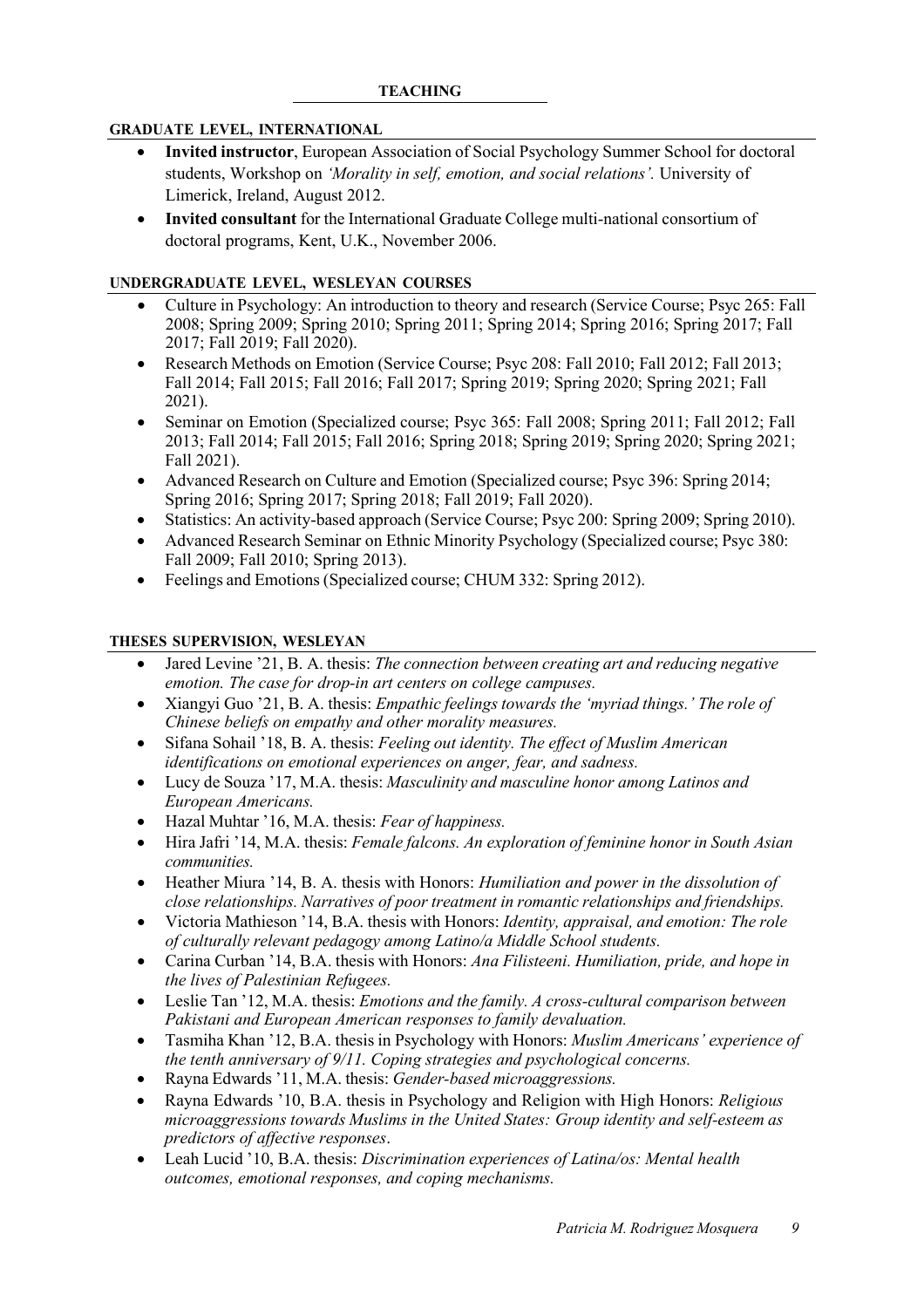## TEACHING

### GRADUATE LEVEL, INTERNATIONAL

- **Invited instructor**, European Association of Social Psychology Summer School for doctoral students, Workshop on *'Morality in self, emotion, and social relations'.* University of Limerick, Ireland, August 2012.
- **Invited consultant** for the International Graduate College multi-national consortium of doctoral programs, Kent, U.K., November 2006.

### UNDERGRADUATE LEVEL, WESLEYAN COURSES

- Culture in Psychology: An introduction to theory and research (Service Course; Psyc 265: Fall 2008; Spring 2009; Spring 2010; Spring 2011; Spring 2014; Spring 2016; Spring 2017; Fall 2017; Fall 2019; Fall 2020).
- Research Methods on Emotion (Service Course; Psyc 208: Fall 2010; Fall 2012; Fall 2013; Fall 2014; Fall 2015; Fall 2016; Fall 2017; Spring 2019; Spring 2020; Spring 2021; Fall 2021).
- Seminar on Emotion (Specialized course; Psyc 365: Fall 2008; Spring 2011; Fall 2012; Fall 2013; Fall 2014; Fall 2015; Fall 2016; Spring 2018; Spring 2019; Spring 2020; Spring 2021; Fall 2021).
- Advanced Research on Culture and Emotion (Specialized course; Psyc 396: Spring 2014; Spring 2016; Spring 2017; Spring 2018; Fall 2019; Fall 2020).
- Statistics: An activity-based approach (Service Course; Psyc 200: Spring 2009; Spring 2010).
- Advanced Research Seminar on Ethnic Minority Psychology (Specialized course; Psyc 380: Fall 2009; Fall 2010; Spring 2013).
- Feelings and Emotions (Specialized course; CHUM 332: Spring 2012).

### THESES SUPERVISION, WESLEYAN

- Jared Levine '21, B. A. thesis: *The connection between creating art and reducing negative emotion. The case for drop-in art centers on college campuses.*
- Xiangyi Guo '21, B. A. thesis: *Empathic feelings towards the 'myriad things.' The role of Chinese beliefs on empathy and other morality measures.*
- Sifana Sohail '18, B. A. thesis: *Feeling out identity. The effect of Muslim American identifications on emotional experiences on anger, fear, and sadness.*
- Lucy de Souza '17, M.A. thesis: *Masculinity and masculine honor among Latinos and European Americans.*
- Hazal Muhtar '16, M.A. thesis: *Fear of happiness.*
- Hira Jafri '14, M.A. thesis: *Female falcons. An exploration of feminine honor in South Asian communities.*
- Heather Miura '14, B. A. thesis with Honors: *Humiliation and power in the dissolution of close relationships. Narratives of poor treatment in romantic relationships and friendships.*
- Victoria Mathieson '14, B.A. thesis with Honors: *Identity, appraisal, and emotion: The role of culturally relevant pedagogy among Latino/a Middle School students.*
- Carina Curban '14, B.A. thesis with Honors: *Ana Filisteeni. Humiliation, pride, and hope in the lives of Palestinian Refugees.*
- Leslie Tan '12, M.A. thesis: *Emotions and the family. A cross-cultural comparison between Pakistani and European American responses to family devaluation.*
- Tasmiha Khan '12, B.A. thesis in Psychology with Honors: *Muslim Americans' experience of the tenth anniversary of 9/11. Coping strategies and psychological concerns.*
- Rayna Edwards '11, M.A. thesis: *Gender-based microaggressions.*
- Rayna Edwards '10, B.A. thesis in Psychology and Religion with High Honors: *Religious microaggressions towards Muslims in the United States: Group identity and self-esteem as predictors of affective responses*.
- Leah Lucid '10, B.A. thesis: *Discrimination experiences of Latina/os: Mental health outcomes, emotional responses, and coping mechanisms.*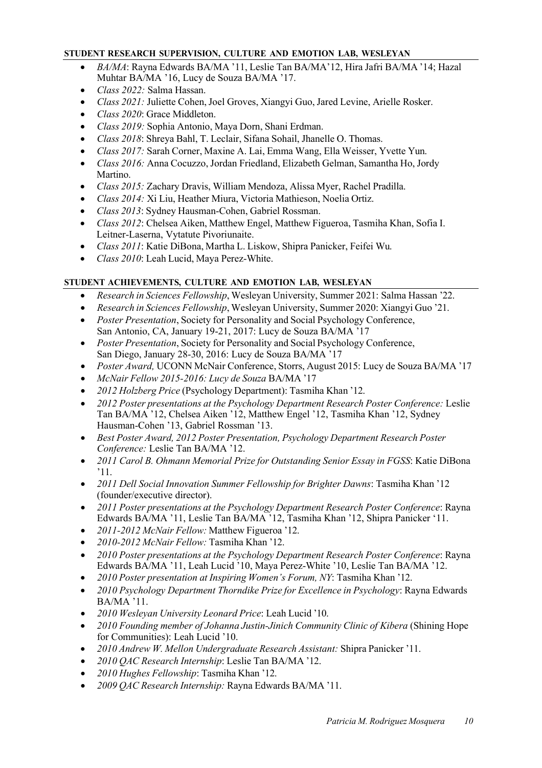**STUDENT RESEARCH SUPERVISION, CULTURE AND EMOTION LAB, WESLEYAN**

- *BA/MA*: Rayna Edwards BA/MA '11, Leslie Tan BA/MA'12, Hira Jafri BA/MA '14; Hazal Muhtar BA/MA '16, Lucy de Souza BA/MA '17.
- *Class 2022:* Salma Hassan.
- *Class 2021:* Juliette Cohen, Joel Groves, Xiangyi Guo, Jared Levine, Arielle Rosker.
- *Class 2020*: Grace Middleton.
- *Class 2019:* Sophia Antonio, Maya Dorn, Shani Erdman.
- *Class 2018*: Shreya Bahl, T. Leclair, Sifana Sohail, Jhanelle O. Thomas.
- *Class 2017:* Sarah Corner, Maxine A. Lai, Emma Wang, Ella Weisser, Yvette Yun.
- *Class 2016:* Anna Cocuzzo, Jordan Friedland, Elizabeth Gelman, Samantha Ho, Jordy Martino.
- *Class 2015:* Zachary Dravis, William Mendoza, Alissa Myer, Rachel Pradilla.
- *Class 2014:* Xi Liu, Heather Miura, Victoria Mathieson, Noelia Ortiz.
- *Class 2013*: Sydney Hausman-Cohen, Gabriel Rossman.
- *Class 2012*: Chelsea Aiken, Matthew Engel, Matthew Figueroa, Tasmiha Khan, Sofia I. Leitner-Laserna, Vytatute Pivoriunaite.
- *Class 2011*: Katie DiBona, Martha L. Liskow, Shipra Panicker, Feifei Wu.
- *Class 2010*: Leah Lucid, Maya Perez-White.

**STUDENT ACHIEVEMENTS, CULTURE AND EMOTION LAB, WESLEYAN**

- *Research in Sciences Fellowship*, Wesleyan University, Summer 2021: Salma Hassan '22.
- *Research in Sciences Fellowship*, Wesleyan University, Summer 2020: Xiangyi Guo '21.
- *Poster Presentation*, Society for Personality and Social Psychology Conference, San Antonio, CA, January 19-21, 2017: Lucy de Souza BA/MA '17
- *Poster Presentation*, Society for Personality and Social Psychology Conference, San Diego, January 28-30, 2016: Lucy de Souza BA/MA '17
- *Poster Award,* UCONN McNair Conference, Storrs, August 2015: Lucy de Souza BA/MA '17
- *McNair Fellow 2015-2016: Lucy de Souza* BA/MA '17
- *2012 Holzberg Price* (Psychology Department): Tasmiha Khan '12.
- *2012 Poster presentations at the Psychology Department Research Poster Conference:* Leslie Tan BA/MA '12, Chelsea Aiken '12, Matthew Engel '12, Tasmiha Khan '12, Sydney Hausman-Cohen '13, Gabriel Rossman '13.
- *Best Poster Award, 2012 Poster Presentation, Psychology Department Research Poster Conference:* Leslie Tan BA/MA '12.
- *2011 Carol B. Ohmann Memorial Prize for Outstanding Senior Essay in FGSS*: Katie DiBona '11.
- *2011 Dell Social Innovation Summer Fellowship for Brighter Dawns*: Tasmiha Khan '12 (founder/executive director).
- *2011 Poster presentations at the Psychology Department Research Poster Conference*: Rayna Edwards BA/MA '11, Leslie Tan BA/MA '12, Tasmiha Khan '12, Shipra Panicker '11.
- *2011-2012 McNair Fellow:* Matthew Figueroa '12.
- *2010-2012 McNair Fellow:* Tasmiha Khan '12.
- *2010 Poster presentations at the Psychology Department Research Poster Conference*: Rayna Edwards BA/MA '11, Leah Lucid '10, Maya Perez-White '10, Leslie Tan BA/MA '12.
- *2010 Poster presentation at Inspiring Women's Forum, NY*: Tasmiha Khan '12.
- *2010 Psychology Department Thorndike Prize for Excellence in Psychology*: Rayna Edwards BA/MA '11.
- *2010 Wesleyan University Leonard Price*: Leah Lucid '10.
- *2010 Founding member of Johanna Justin-Jinich Community Clinic of Kibera* (Shining Hope for Communities): Leah Lucid '10.
- *2010 Andrew W. Mellon Undergraduate Research Assistant:* Shipra Panicker '11.
- *2010 QAC Research Internship*: Leslie Tan BA/MA '12.
- *2010 Hughes Fellowship*: Tasmiha Khan '12.
- *2009 QAC Research Internship:* Rayna Edwards BA/MA '11.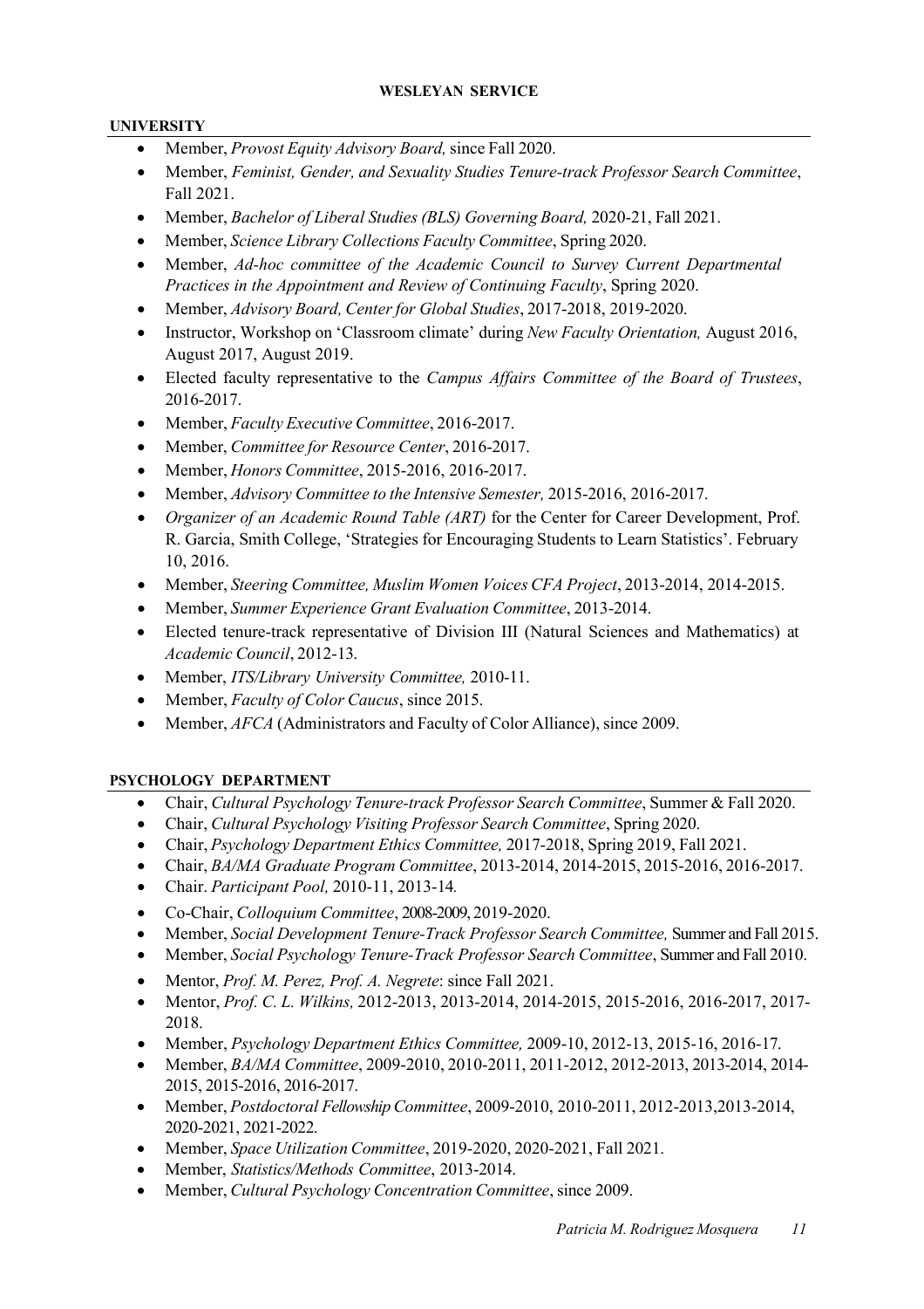## WESLEYAN SERVICE

### UNIVERSITY

- Member, *Provost Equity Advisory Board,* since Fall 2020.
- Member, *Feminist, Gender, and Sexuality Studies Tenure-track Professor Search Committee*, Fall 2021.
- Member, *Bachelor of Liberal Studies (BLS) Governing Board,* 2020-21, Fall 2021.
- Member, *Science Library Collections Faculty Committee*, Spring 2020.
- Member, *Ad-hoc committee of the Academic Council to Survey Current Departmental Practices in the Appointment and Review of Continuing Faculty*, Spring 2020.
- Member, *Advisory Board, Center for Global Studies*, 2017-2018, 2019-2020.
- Instructor, Workshop on 'Classroom climate' during *New Faculty Orientation,* August 2016, August 2017, August 2019.
- Elected faculty representative to the *Campus Affairs Committee of the Board of Trustees*, 2016-2017.
- Member, *Faculty Executive Committee*, 2016-2017.
- Member, *Committee for Resource Center*, 2016-2017.
- Member, *Honors Committee*, 2015-2016, 2016-2017.
- Member, *Advisory Committee to the Intensive Semester,* 2015-2016, 2016-2017.
- *Organizer of an Academic Round Table (ART)* for the Center for Career Development, Prof. R. Garcia, Smith College, 'Strategies for Encouraging Students to Learn Statistics'. February 10, 2016.
- Member, *Steering Committee, Muslim Women Voices CFA Project*, 2013-2014, 2014-2015.
- Member, *Summer Experience Grant Evaluation Committee*, 2013-2014.
- Elected tenure-track representative of Division III (Natural Sciences and Mathematics) at *Academic Council*, 2012-13.
- Member, *ITS/Library University Committee,* 2010-11.
- Member, *Faculty of Color Caucus*, since 2015.
- Member, *AFCA* (Administrators and Faculty of Color Alliance), since 2009.

### PSYCHOLOGY DEPARTMENT

- Chair, *Cultural Psychology Tenure-track Professor Search Committee*, Summer & Fall 2020.
- Chair, *Cultural Psychology Visiting Professor Search Committee*, Spring 2020.
- Chair, *Psychology Department Ethics Committee,* 2017-2018, Spring 2019, Fall 2021.
- Chair, *BA/MA Graduate Program Committee*, 2013-2014, 2014-2015, 2015-2016, 2016-2017.
- Chair. *Participant Pool,* 2010-11, 2013-14.
- Co-Chair, *Colloquium Committee*, 2008-2009, 2019-2020.
- Member, *Social Development Tenure-Track Professor Search Committee,* Summer and Fall 2015.
- Member, *Social Psychology Tenure-Track Professor Search Committee*, Summer and Fall 2010.
- Mentor, *Prof. M. Perez, Prof. A. Negrete*: since Fall 2021.
- Mentor, *Prof. C. L. Wilkins,* 2012-2013, 2013-2014, 2014-2015, 2015-2016, 2016-2017, 2017-2018.
- Member, *Psychology Department Ethics Committee,* 2009-10, 2012-13, 2015-16, 2016-17.
- Member, *BA/MA Committee*, 2009-2010, 2010-2011, 2011-2012, 2012-2013, 2013-2014, 2014-2015, 2015-2016, 2016-2017.
- Member, *Postdoctoral Fellowship Committee*, 2009-2010, 2010-2011, 2012-2013,2013-2014, 2020-2021, 2021-2022.
- Member, *Space Utilization Committee*, 2019-2020, 2020-2021, Fall 2021.
- Member, *Statistics/Methods Committee*, 2013-2014.
- Member, *Cultural Psychology Concentration Committee*, since 2009.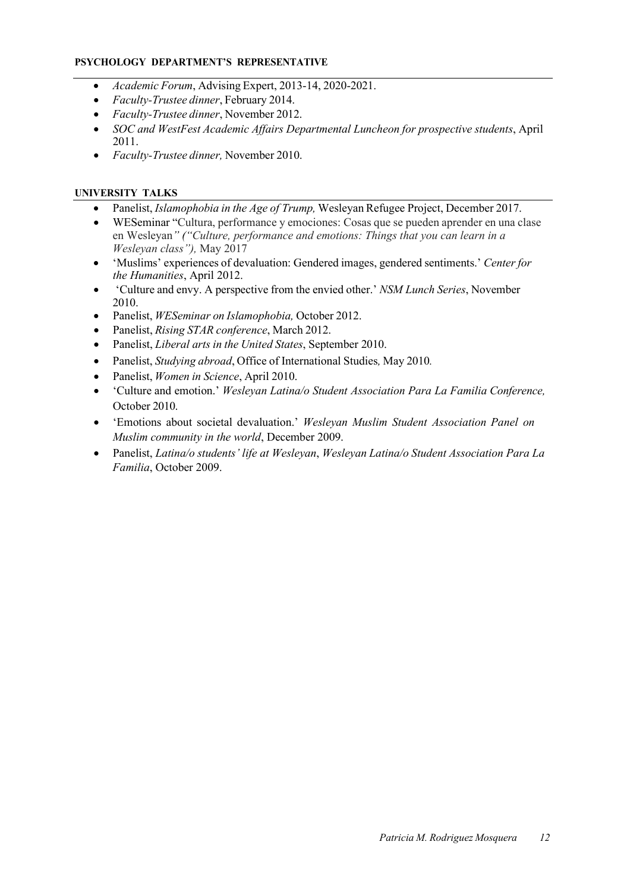#### PSYCHOLOGY DEPARTMENT'S REPRESENTATIVE

- *Academic Forum*, Advising Expert, 2013-14, 2020-2021.
- *Faculty-Trustee dinner*, February 2014.
- *Faculty-Trustee dinner*, November 2012.
- *SOC and WestFest Academic Affairs Departmental Luncheon for prospective students*, April 2011.
- *Faculty-Trustee dinner,* November 2010.

#### UNIVERSITY TALKS

- Panelist, *Islamophobia in the Age of Trump,* Wesleyan Refugee Project, December 2017.
- WESeminar "Cultura, performance y emociones: Cosas que se pueden aprender en una clase en Wesleyan*" ("Culture, performance and emotions: Things that you can learn in a Wesleyan class"),* May 2017
- 'Muslims' experiences of devaluation: Gendered images, gendered sentiments.' *Center for the Humanities*, April 2012.
- 'Culture and envy. A perspective from the envied other.' *NSM Lunch Series*, November 2010.
- Panelist, *WESeminar on Islamophobia,* October 2012.
- Panelist, *Rising STAR conference*, March 2012.
- Panelist, *Liberal arts in the United States*, September 2010.
- Panelist, *Studying abroad*, Office of International Studies*,* May 2010*.*
- Panelist, *Women in Science*, April 2010.
- 'Culture and emotion.' *Wesleyan Latina/o Student Association Para La Familia Conference,* October 2010.
- 'Emotions about societal devaluation.' *Wesleyan Muslim Student Association Panel on Muslim community in the world*, December 2009.
- Panelist, *Latina/o students' life at Wesleyan*, *Wesleyan Latina/o Student Association Para La Familia*, October 2009.